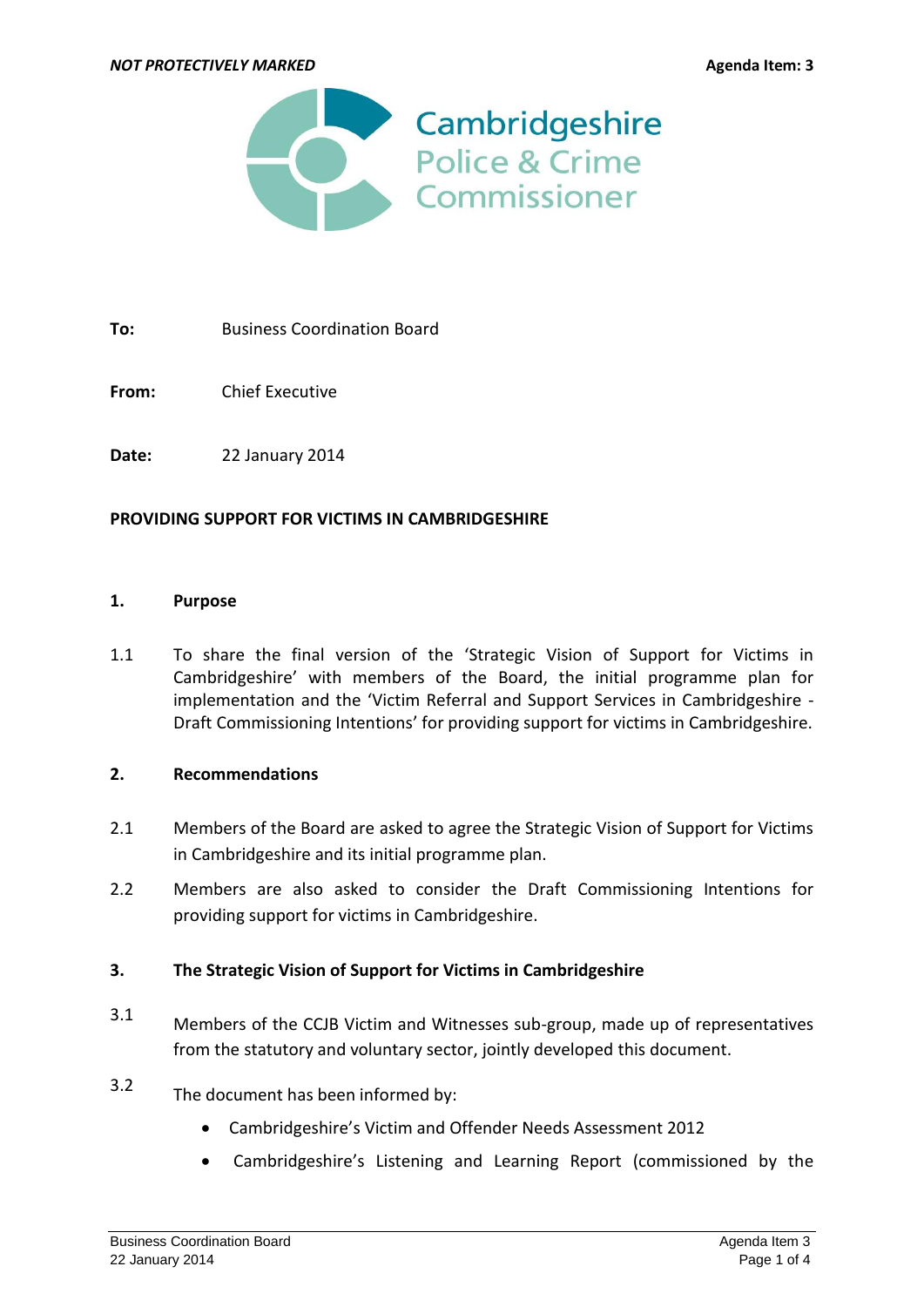*NOT PROTECTIVELY MARKED* **Agenda Item: 3**

Cambridgeshire
Police & Crime
Commissioner

**To:** Business Coordination Board

**From:** Chief Executive

**Date:** 22 January 2014

**PROVIDING SUPPORT FOR VICTIMS IN CAMBRIDGESHIRE**

## 1. Purpose

1.1 To share the final version of the 'Strategic Vision of Support for Victims in Cambridgeshire' with members of the Board, the initial programme plan for implementation and the 'Victim Referral and Support Services in Cambridgeshire - Draft Commissioning Intentions' for providing support for victims in Cambridgeshire.

## 2. Recommendations

2.1 Members of the Board are asked to agree the Strategic Vision of Support for Victims in Cambridgeshire and its initial programme plan.

2.2 Members are also asked to consider the Draft Commissioning Intentions for providing support for victims in Cambridgeshire.

## 3. The Strategic Vision of Support for Victims in Cambridgeshire

3.1 Members of the CCJB Victim and Witnesses sub-group, made up of representatives from the statutory and voluntary sector, jointly developed this document.

3.2 The document has been informed by:

- Cambridgeshire's Victim and Offender Needs Assessment 2012
- Cambridgeshire's Listening and Learning Report (commissioned by the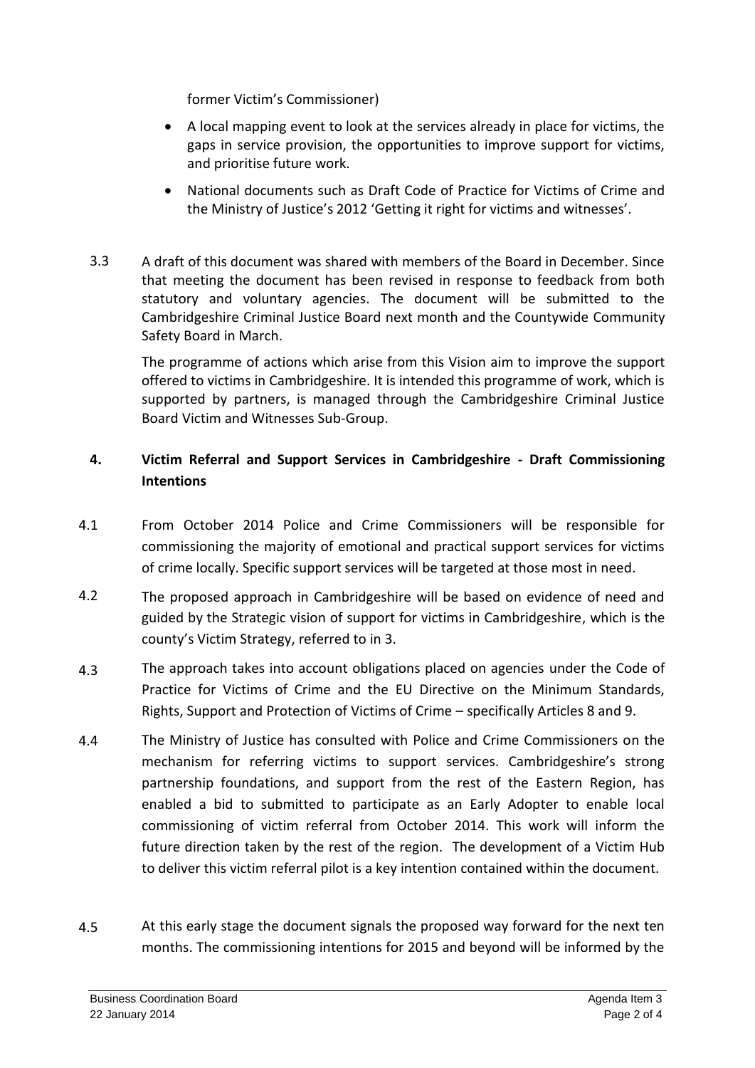former Victim's Commissioner)

- A local mapping event to look at the services already in place for victims, the gaps in service provision, the opportunities to improve support for victims, and prioritise future work.
- National documents such as Draft Code of Practice for Victims of Crime and the Ministry of Justice's 2012 'Getting it right for victims and witnesses'.

3.3 A draft of this document was shared with members of the Board in December. Since that meeting the document has been revised in response to feedback from both statutory and voluntary agencies. The document will be submitted to the Cambridgeshire Criminal Justice Board next month and the Countywide Community Safety Board in March.

The programme of actions which arise from this Vision aim to improve the support offered to victims in Cambridgeshire. It is intended this programme of work, which is supported by partners, is managed through the Cambridgeshire Criminal Justice Board Victim and Witnesses Sub-Group.

## 4. Victim Referral and Support Services in Cambridgeshire - Draft Commissioning Intentions

4.1 From October 2014 Police and Crime Commissioners will be responsible for commissioning the majority of emotional and practical support services for victims of crime locally. Specific support services will be targeted at those most in need.

4.2 The proposed approach in Cambridgeshire will be based on evidence of need and guided by the Strategic vision of support for victims in Cambridgeshire, which is the county's Victim Strategy, referred to in 3.

4.3 The approach takes into account obligations placed on agencies under the Code of Practice for Victims of Crime and the EU Directive on the Minimum Standards, Rights, Support and Protection of Victims of Crime – specifically Articles 8 and 9.

4.4 The Ministry of Justice has consulted with Police and Crime Commissioners on the mechanism for referring victims to support services. Cambridgeshire's strong partnership foundations, and support from the rest of the Eastern Region, has enabled a bid to submitted to participate as an Early Adopter to enable local commissioning of victim referral from October 2014. This work will inform the future direction taken by the rest of the region. The development of a Victim Hub to deliver this victim referral pilot is a key intention contained within the document.

4.5 At this early stage the document signals the proposed way forward for the next ten months. The commissioning intentions for 2015 and beyond will be informed by the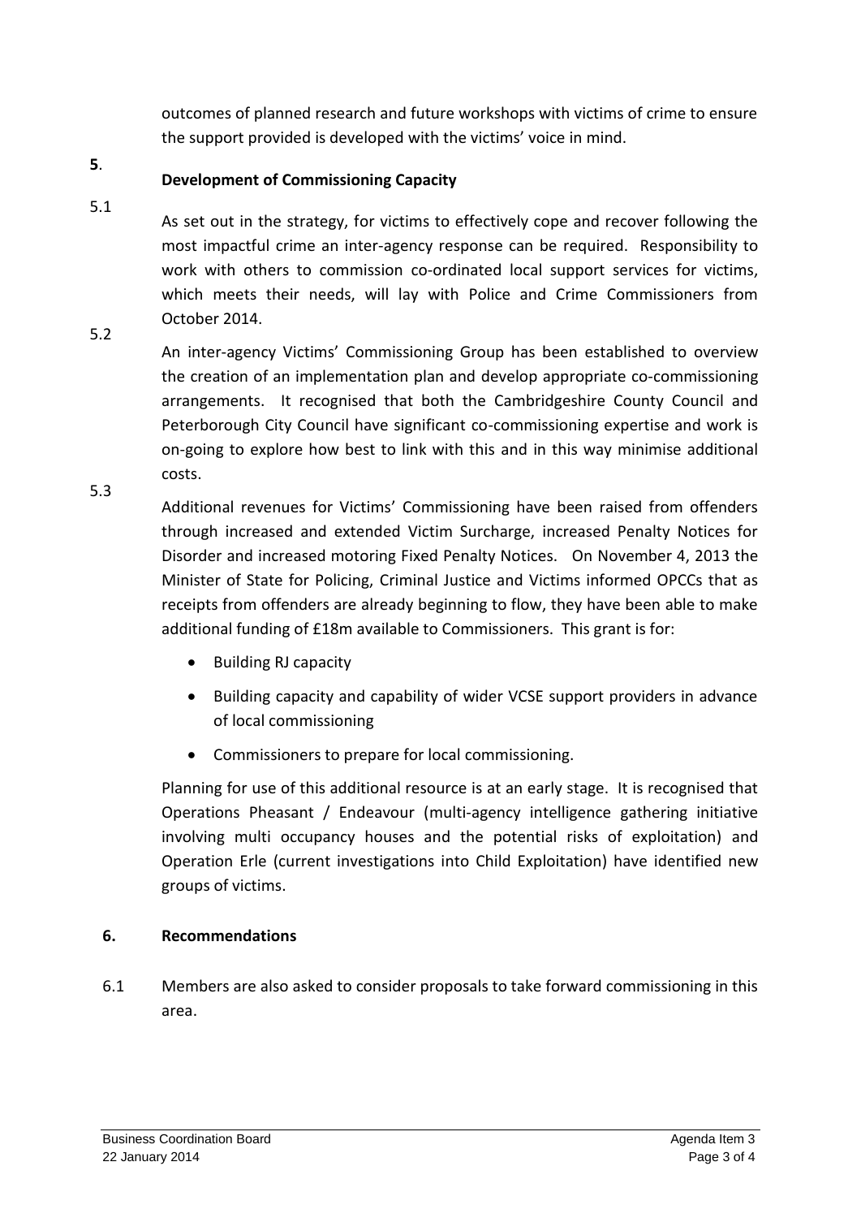outcomes of planned research and future workshops with victims of crime to ensure the support provided is developed with the victims' voice in mind.

## 5. Development of Commissioning Capacity

5.1 As set out in the strategy, for victims to effectively cope and recover following the most impactful crime an inter-agency response can be required. Responsibility to work with others to commission co-ordinated local support services for victims, which meets their needs, will lay with Police and Crime Commissioners from October 2014.

5.2 An inter-agency Victims' Commissioning Group has been established to overview the creation of an implementation plan and develop appropriate co-commissioning arrangements. It recognised that both the Cambridgeshire County Council and Peterborough City Council have significant co-commissioning expertise and work is on-going to explore how best to link with this and in this way minimise additional costs.

5.3 Additional revenues for Victims' Commissioning have been raised from offenders through increased and extended Victim Surcharge, increased Penalty Notices for Disorder and increased motoring Fixed Penalty Notices. On November 4, 2013 the Minister of State for Policing, Criminal Justice and Victims informed OPCCs that as receipts from offenders are already beginning to flow, they have been able to make additional funding of £18m available to Commissioners. This grant is for:

- Building RJ capacity
- Building capacity and capability of wider VCSE support providers in advance of local commissioning
- Commissioners to prepare for local commissioning.

Planning for use of this additional resource is at an early stage. It is recognised that Operations Pheasant / Endeavour (multi-agency intelligence gathering initiative involving multi occupancy houses and the potential risks of exploitation) and Operation Erle (current investigations into Child Exploitation) have identified new groups of victims.

## 6. Recommendations

6.1 Members are also asked to consider proposals to take forward commissioning in this area.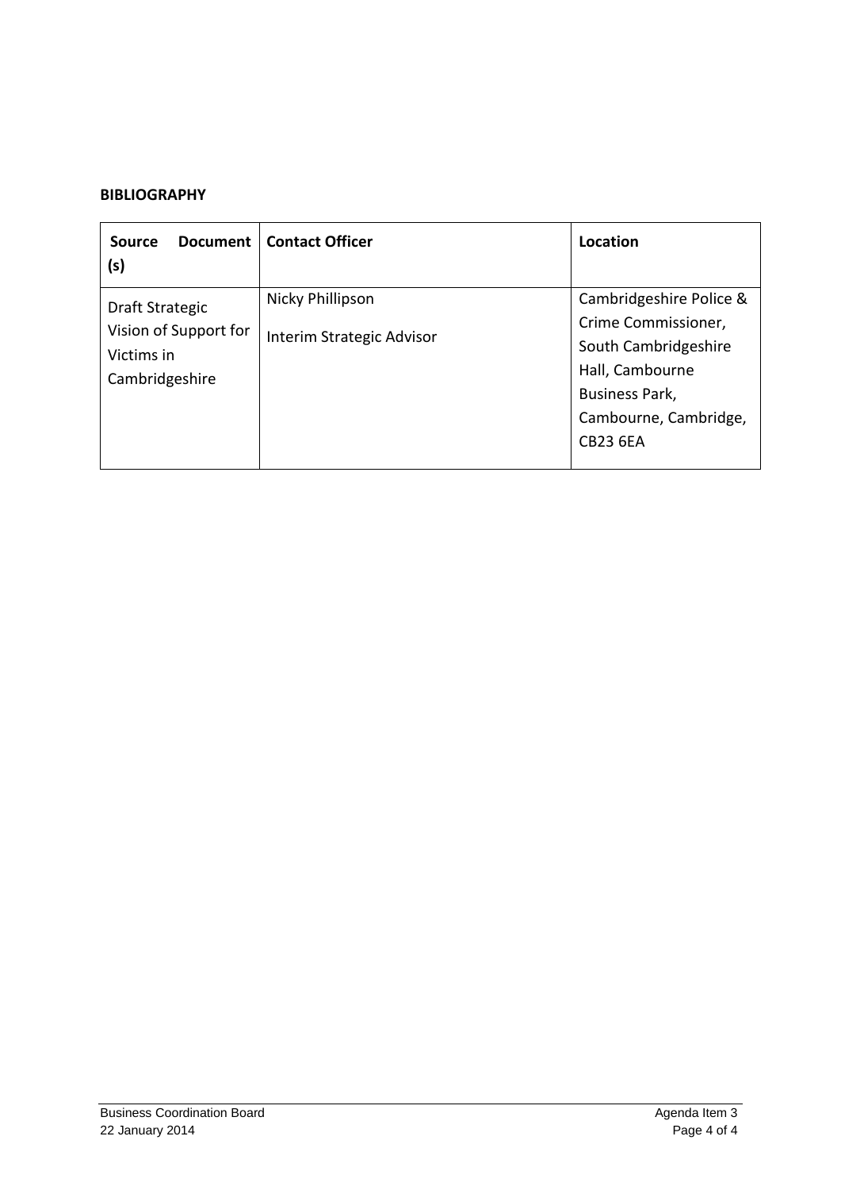**BIBLIOGRAPHY**

| Source Document (s) | Contact Officer | Location |
|---|---|---|
| Draft Strategic Vision of Support for Victims in Cambridgeshire | Nicky Phillipson<br>Interim Strategic Advisor | Cambridgeshire Police & Crime Commissioner, South Cambridgeshire Hall, Cambourne Business Park, Cambourne, Cambridge, CB23 6EA |